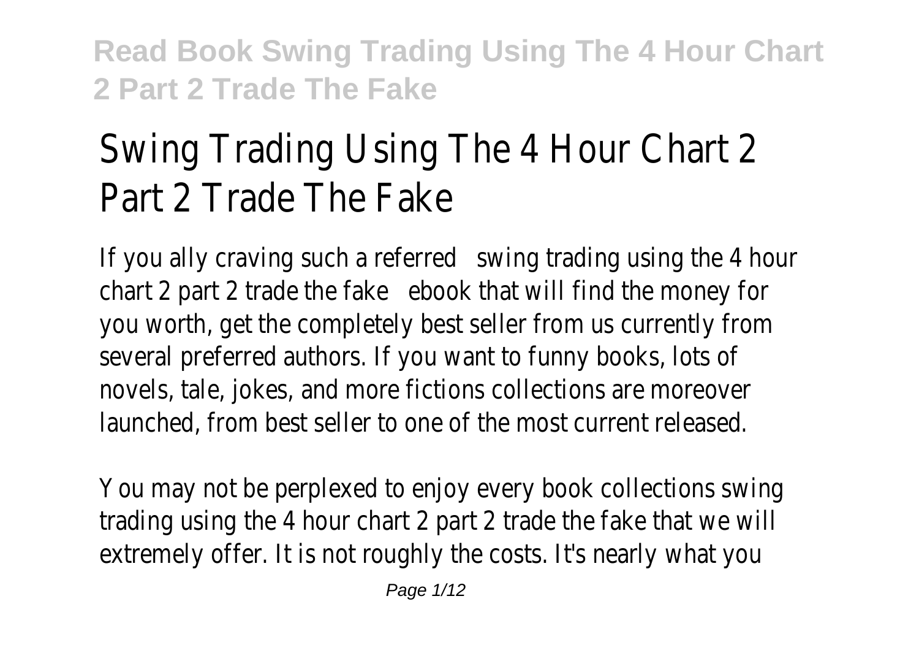# Swing Trading Using The 4 Hour Chart 2 Part 2 Trade The Fake

If you ally craving such a referred **swing trading using the 4 hour chart 2 part 2 trade the fake** ebook that will find the money for you worth, get the completely best seller from us currently from several preferred authors. If you want to funny books, lots of novels, tale, jokes, and more fictions collections are moreover launched, from best seller to one of the most current released.

You may not be perplexed to enjoy every book collections swing trading using the 4 hour chart 2 part 2 trade the fake that we will extremely offer. It is not roughly the costs. It's nearly what you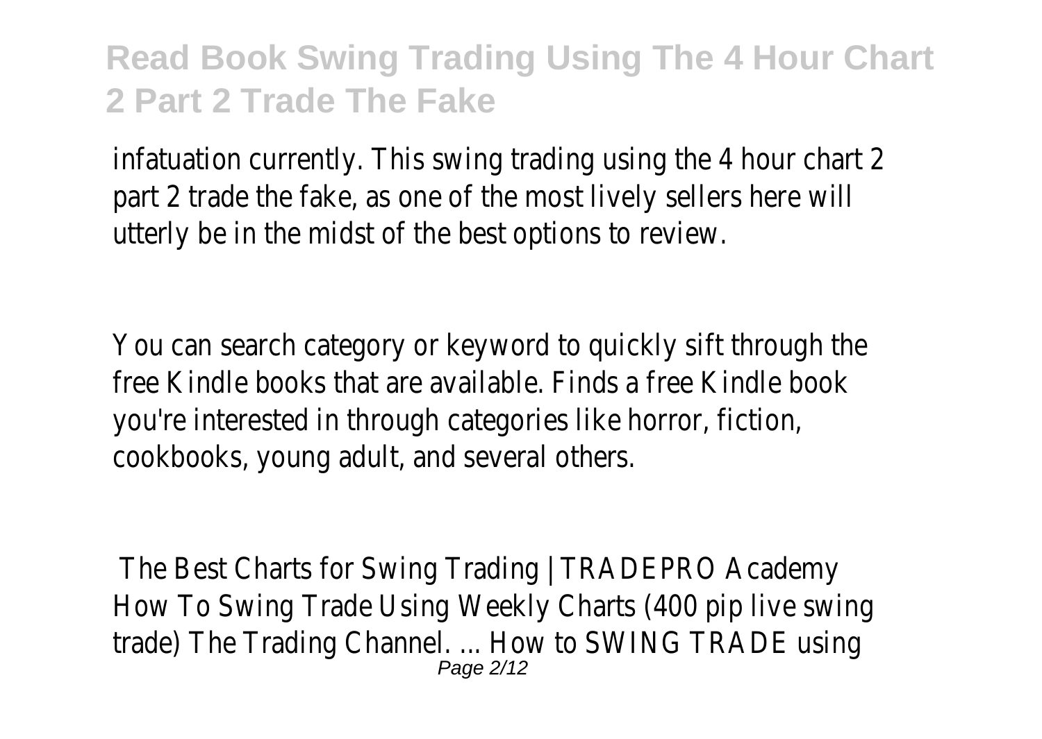infatuation currently. This swing trading using the 4 hour chart 2 part 2 trade the fake, as one of the most lively sellers here will utterly be in the midst of the best options to review.

You can search category or keyword to quickly sift through the free Kindle books that are available. Finds a free Kindle book you're interested in through categories like horror, fiction, cookbooks, young adult, and several others.

The Best Charts for Swing Trading | TRADEPRO Academy
How To Swing Trade Using Weekly Charts (400 pip live swing trade) The Trading Channel. ... How to SWING TRADE using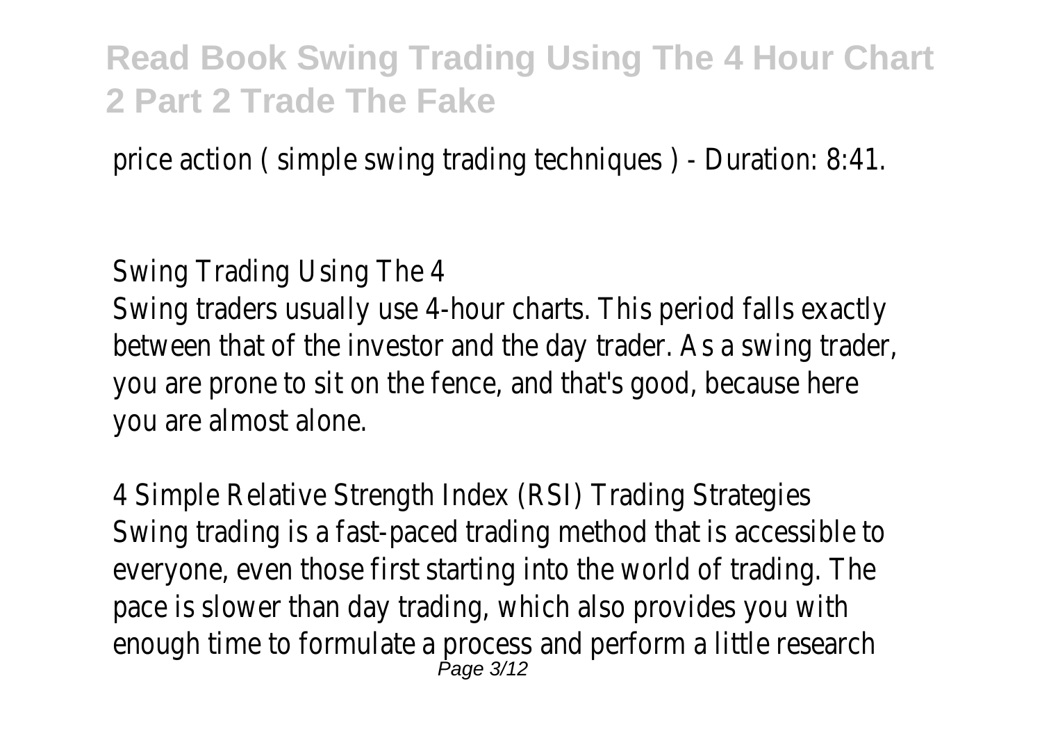price action ( simple swing trading techniques ) - Duration: 8:41.

## Swing Trading Using The 4

Swing traders usually use 4-hour charts. This period falls exactly between that of the investor and the day trader. As a swing trader, you are prone to sit on the fence, and that's good, because here you are almost alone.

## 4 Simple Relative Strength Index (RSI) Trading Strategies

Swing trading is a fast-paced trading method that is accessible to everyone, even those first starting into the world of trading. The pace is slower than day trading, which also provides you with enough time to formulate a process and perform a little research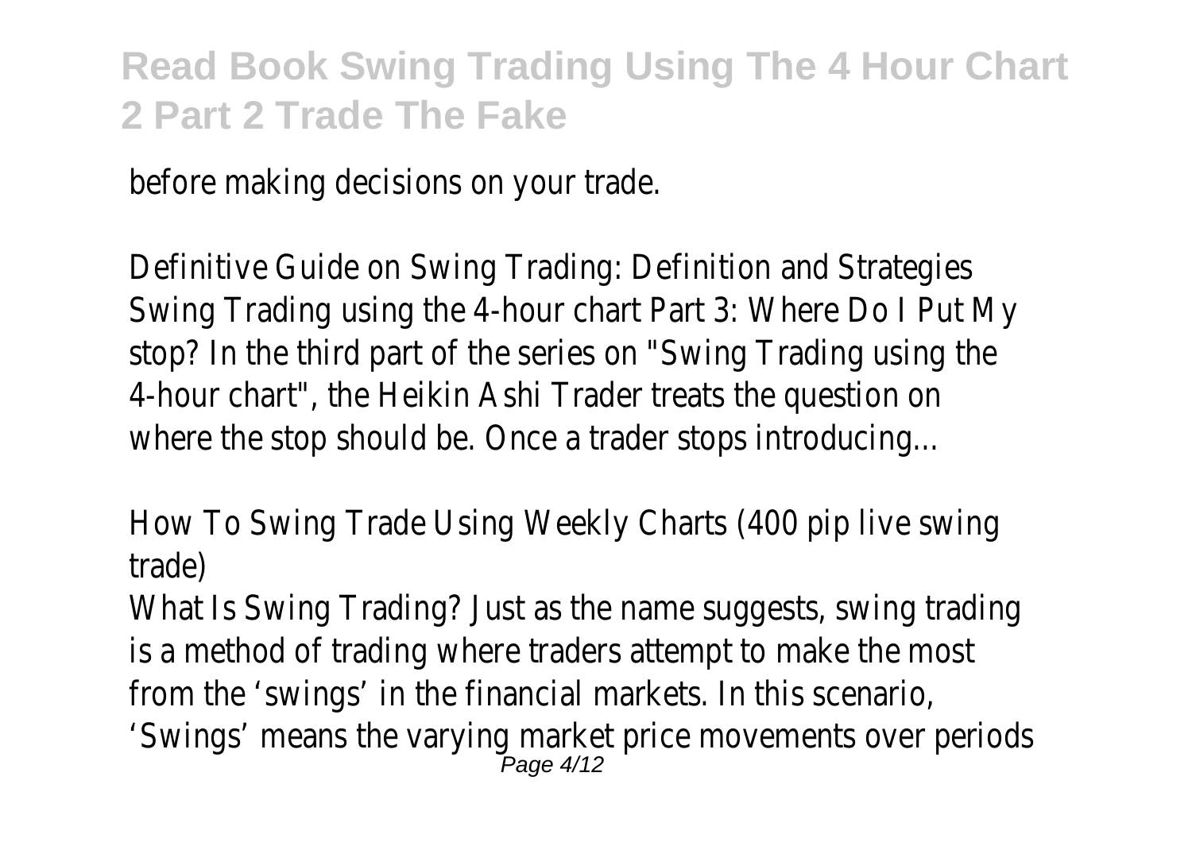before making decisions on your trade.

Definitive Guide on Swing Trading: Definition and Strategies
Swing Trading using the 4-hour chart Part 3: Where Do I Put My stop? In the third part of the series on "Swing Trading using the 4-hour chart", the Heikin Ashi Trader treats the question on where the stop should be. Once a trader stops introducing...

How To Swing Trade Using Weekly Charts (400 pip live swing trade)
What Is Swing Trading? Just as the name suggests, swing trading is a method of trading where traders attempt to make the most from the 'swings' in the financial markets. In this scenario, 'Swings' means the varying market price movements over periods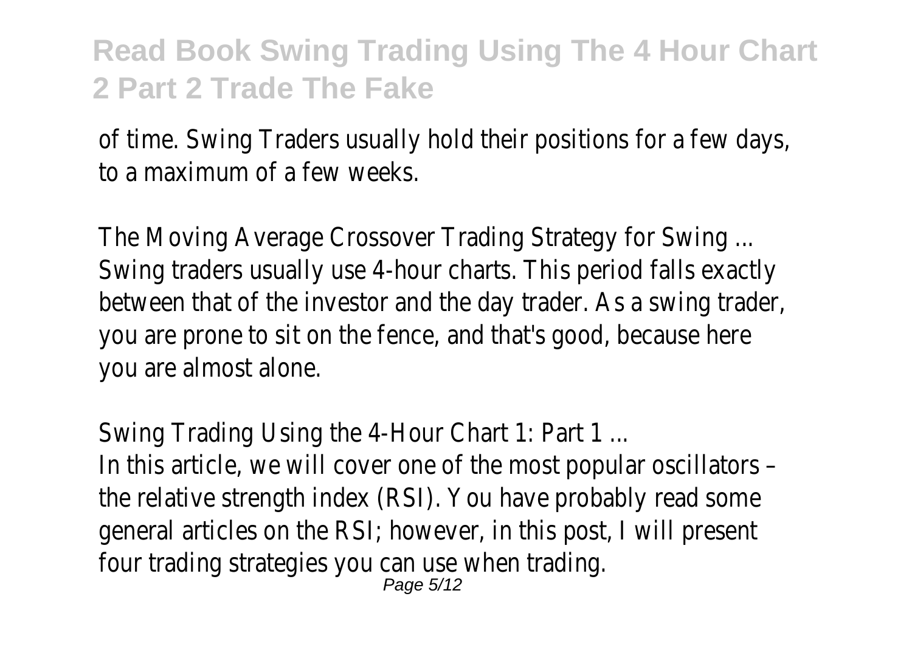of time. Swing Traders usually hold their positions for a few days, to a maximum of a few weeks.

The Moving Average Crossover Trading Strategy for Swing ...
Swing traders usually use 4-hour charts. This period falls exactly between that of the investor and the day trader. As a swing trader, you are prone to sit on the fence, and that's good, because here you are almost alone.

Swing Trading Using the 4-Hour Chart 1: Part 1 ...
In this article, we will cover one of the most popular oscillators – the relative strength index (RSI). You have probably read some general articles on the RSI; however, in this post, I will present four trading strategies you can use when trading.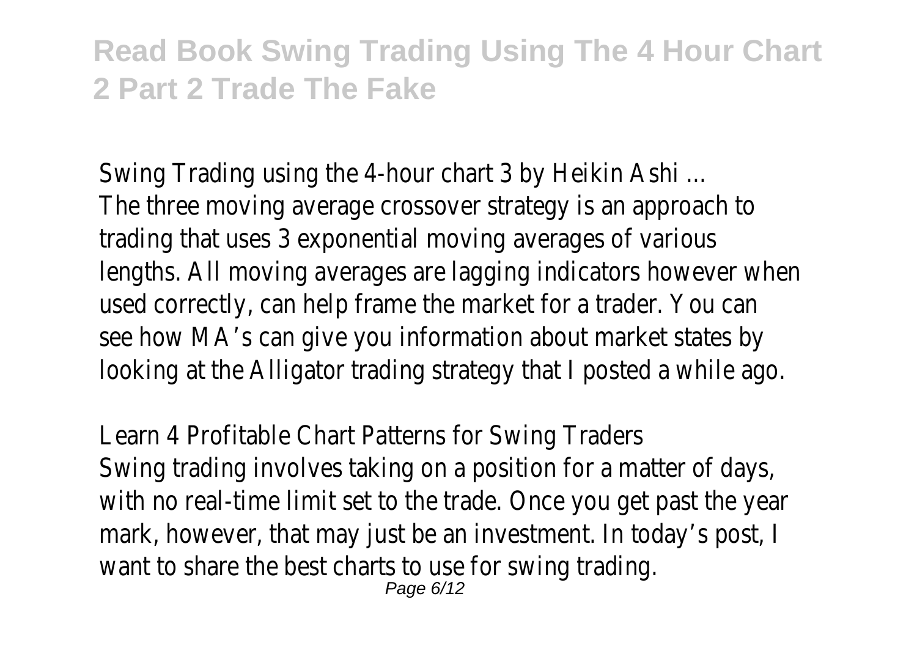Swing Trading using the 4-hour chart 3 by Heikin Ashi ...
The three moving average crossover strategy is an approach to trading that uses 3 exponential moving averages of various lengths. All moving averages are lagging indicators however when used correctly, can help frame the market for a trader. You can see how MA's can give you information about market states by looking at the Alligator trading strategy that I posted a while ago.

Learn 4 Profitable Chart Patterns for Swing Traders
Swing trading involves taking on a position for a matter of days, with no real-time limit set to the trade. Once you get past the year mark, however, that may just be an investment. In today's post, I want to share the best charts to use for swing trading.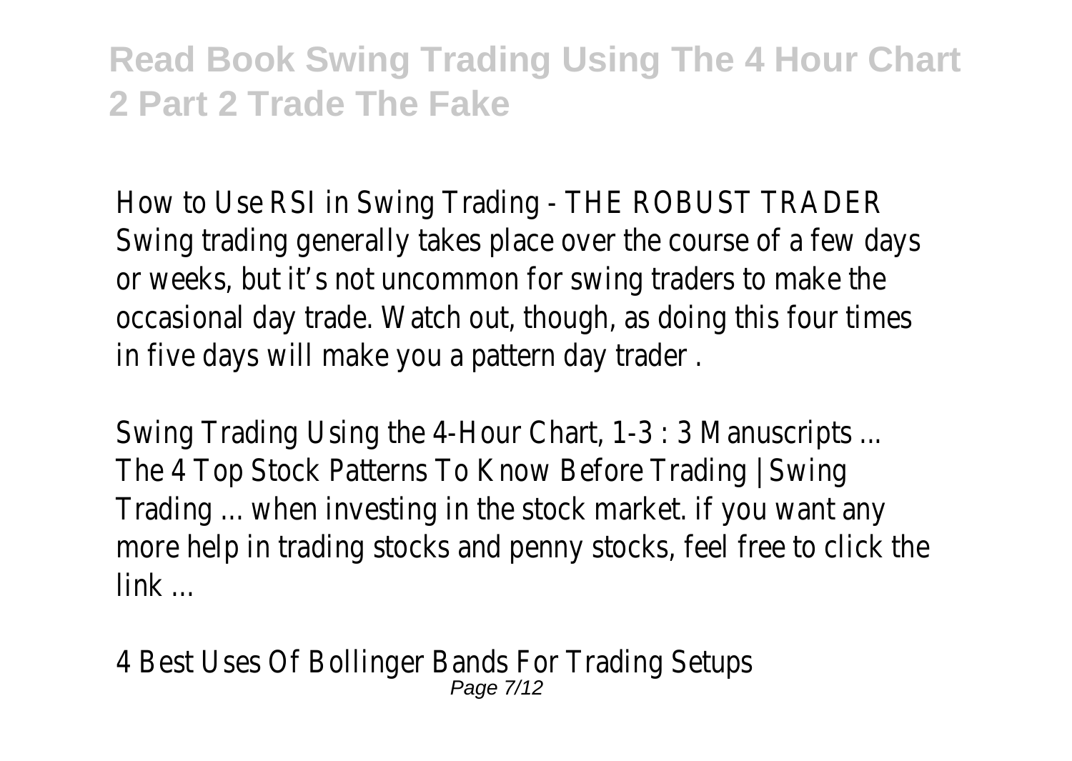How to Use RSI in Swing Trading - THE ROBUST TRADER
Swing trading generally takes place over the course of a few days or weeks, but it's not uncommon for swing traders to make the occasional day trade. Watch out, though, as doing this four times in five days will make you a pattern day trader .

Swing Trading Using the 4-Hour Chart, 1-3 : 3 Manuscripts ...
The 4 Top Stock Patterns To Know Before Trading | Swing Trading ... when investing in the stock market. if you want any more help in trading stocks and penny stocks, feel free to click the link ...

4 Best Uses Of Bollinger Bands For Trading Setups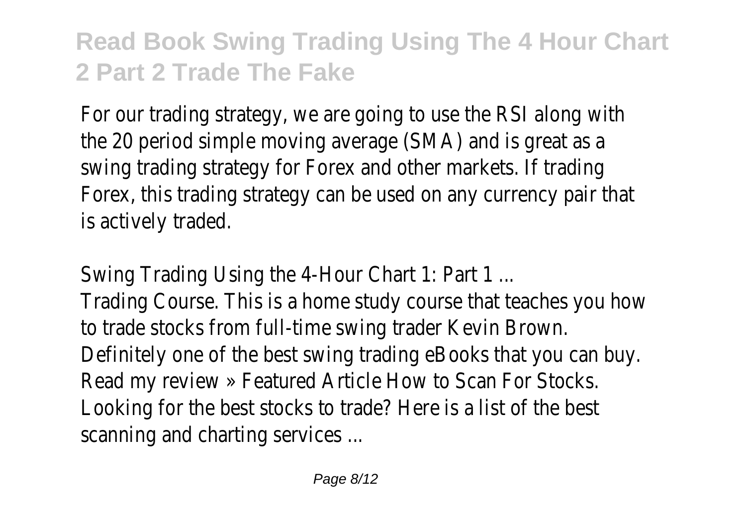For our trading strategy, we are going to use the RSI along with the 20 period simple moving average (SMA) and is great as a swing trading strategy for Forex and other markets. If trading Forex, this trading strategy can be used on any currency pair that is actively traded.

Swing Trading Using the 4-Hour Chart 1: Part 1 ...

Trading Course. This is a home study course that teaches you how to trade stocks from full-time swing trader Kevin Brown. Definitely one of the best swing trading eBooks that you can buy. Read my review » Featured Article How to Scan For Stocks. Looking for the best stocks to trade? Here is a list of the best scanning and charting services ...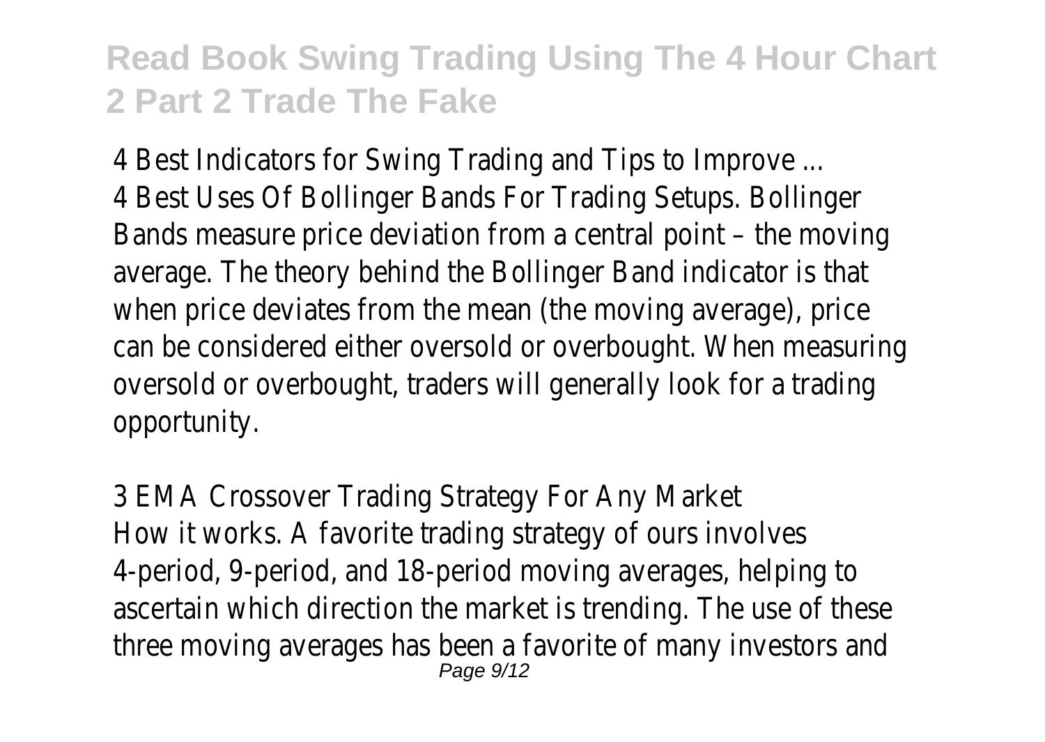4 Best Indicators for Swing Trading and Tips to Improve ...
4 Best Uses Of Bollinger Bands For Trading Setups. Bollinger Bands measure price deviation from a central point – the moving average. The theory behind the Bollinger Band indicator is that when price deviates from the mean (the moving average), price can be considered either oversold or overbought. When measuring oversold or overbought, traders will generally look for a trading opportunity.

3 EMA Crossover Trading Strategy For Any Market
How it works. A favorite trading strategy of ours involves 4-period, 9-period, and 18-period moving averages, helping to ascertain which direction the market is trending. The use of these three moving averages has been a favorite of many investors and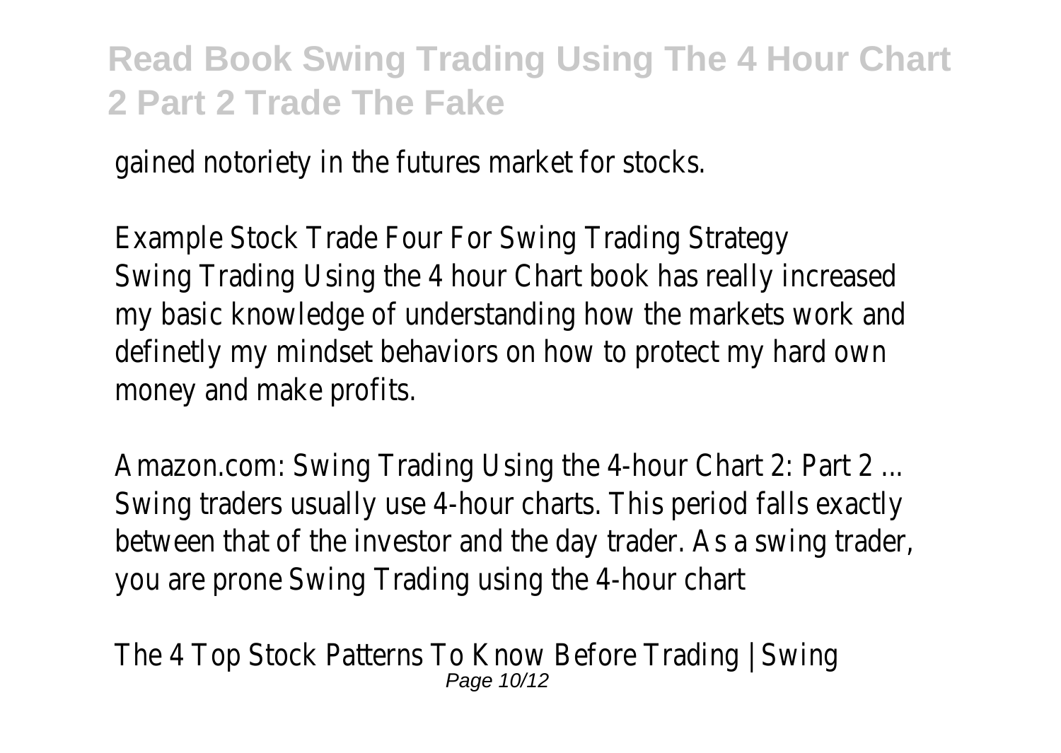gained notoriety in the futures market for stocks.

Example Stock Trade Four For Swing Trading Strategy
Swing Trading Using the 4 hour Chart book has really increased my basic knowledge of understanding how the markets work and definetly my mindset behaviors on how to protect my hard own money and make profits.

Amazon.com: Swing Trading Using the 4-hour Chart 2: Part 2 ...
Swing traders usually use 4-hour charts. This period falls exactly between that of the investor and the day trader. As a swing trader, you are prone Swing Trading using the 4-hour chart

The 4 Top Stock Patterns To Know Before Trading | Swing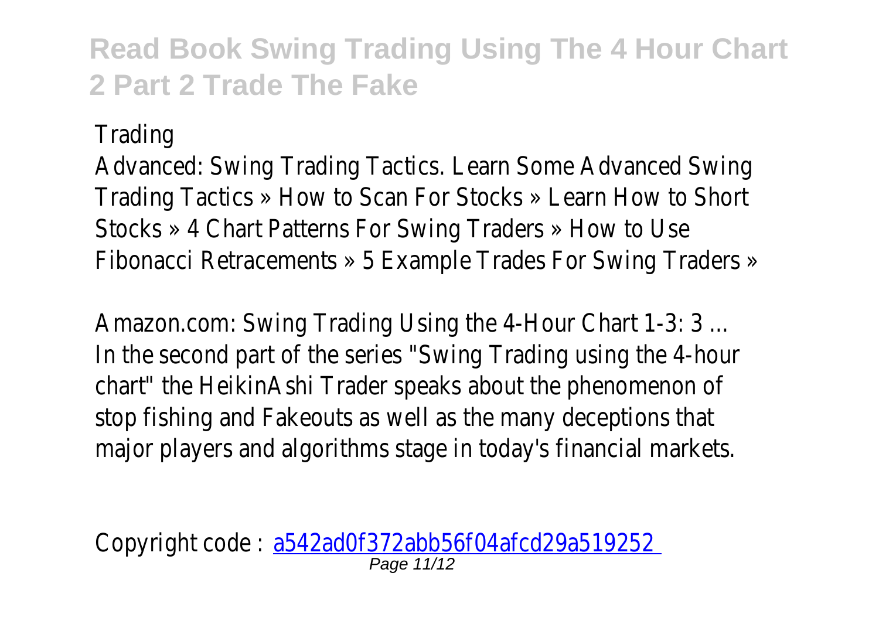Trading

Advanced: Swing Trading Tactics. Learn Some Advanced Swing Trading Tactics » How to Scan For Stocks » Learn How to Short Stocks » 4 Chart Patterns For Swing Traders » How to Use Fibonacci Retracements » 5 Example Trades For Swing Traders »

Amazon.com: Swing Trading Using the 4-Hour Chart 1-3: 3 ...

In the second part of the series "Swing Trading using the 4-hour chart" the HeikinAshi Trader speaks about the phenomenon of stop fishing and Fakeouts as well as the many deceptions that major players and algorithms stage in today's financial markets.

Copyright code : a542ad0f372abb56f04afcd29a519252